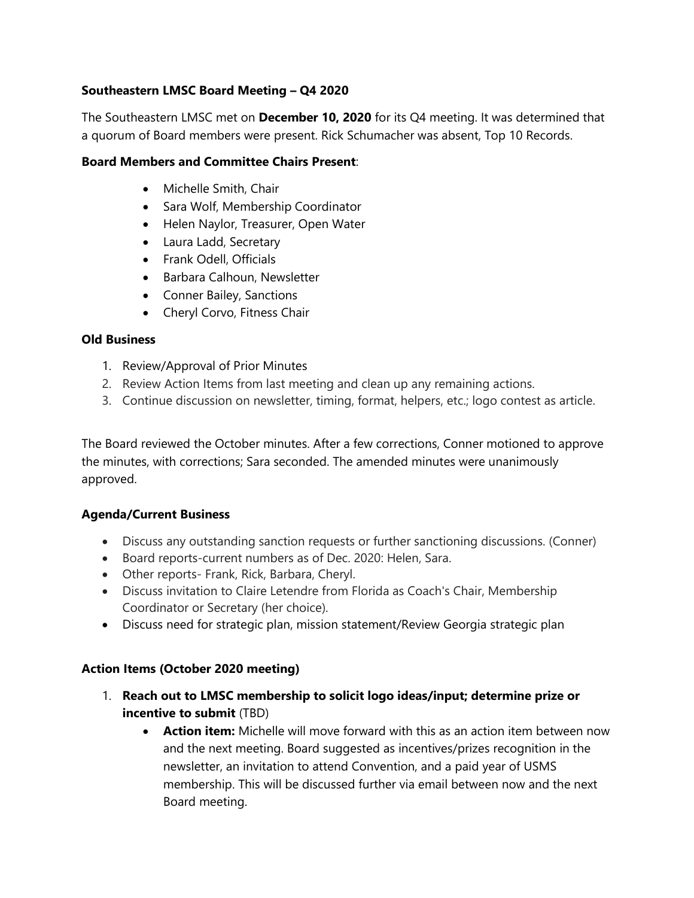**Southeastern LMSC Board Meeting – Q4 2020**

The Southeastern LMSC met on **December 10, 2020** for its Q4 meeting. It was determined that a quorum of Board members were present. Rick Schumacher was absent, Top 10 Records.

**Board Members and Committee Chairs Present**:

- Michelle Smith, Chair
- Sara Wolf, Membership Coordinator
- Helen Naylor, Treasurer, Open Water
- Laura Ladd, Secretary
- Frank Odell, Officials
- Barbara Calhoun, Newsletter
- Conner Bailey, Sanctions
- Cheryl Corvo, Fitness Chair

**Old Business**

1. Review/Approval of Prior Minutes
2. Review Action Items from last meeting and clean up any remaining actions.
3. Continue discussion on newsletter, timing, format, helpers, etc.; logo contest as article.

The Board reviewed the October minutes. After a few corrections, Conner motioned to approve the minutes, with corrections; Sara seconded. The amended minutes were unanimously approved.

**Agenda/Current Business**

- Discuss any outstanding sanction requests or further sanctioning discussions. (Conner)
- Board reports-current numbers as of Dec. 2020: Helen, Sara.
- Other reports- Frank, Rick, Barbara, Cheryl.
- Discuss invitation to Claire Letendre from Florida as Coach's Chair, Membership Coordinator or Secretary (her choice).
- Discuss need for strategic plan, mission statement/Review Georgia strategic plan

**Action Items (October 2020 meeting)**

1. **Reach out to LMSC membership to solicit logo ideas/input; determine prize or incentive to submit** (TBD)
   - **Action item:** Michelle will move forward with this as an action item between now and the next meeting. Board suggested as incentives/prizes recognition in the newsletter, an invitation to attend Convention, and a paid year of USMS membership. This will be discussed further via email between now and the next Board meeting.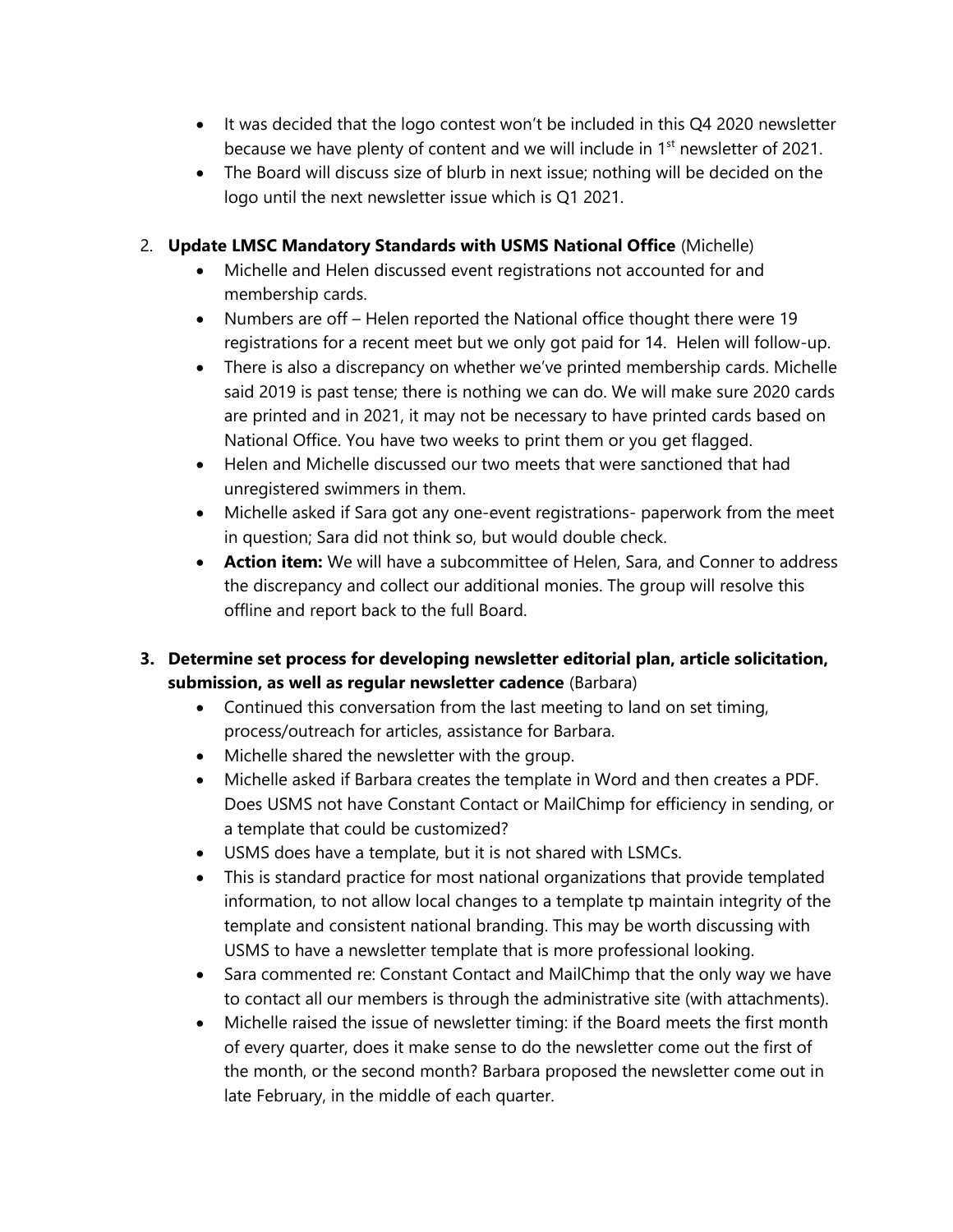- It was decided that the logo contest won't be included in this Q4 2020 newsletter because we have plenty of content and we will include in 1st newsletter of 2021.
- The Board will discuss size of blurb in next issue; nothing will be decided on the logo until the next newsletter issue which is Q1 2021.

2. **Update LMSC Mandatory Standards with USMS National Office** (Michelle)
   - Michelle and Helen discussed event registrations not accounted for and membership cards.
   - Numbers are off – Helen reported the National office thought there were 19 registrations for a recent meet but we only got paid for 14. Helen will follow-up.
   - There is also a discrepancy on whether we've printed membership cards. Michelle said 2019 is past tense; there is nothing we can do. We will make sure 2020 cards are printed and in 2021, it may not be necessary to have printed cards based on National Office. You have two weeks to print them or you get flagged.
   - Helen and Michelle discussed our two meets that were sanctioned that had unregistered swimmers in them.
   - Michelle asked if Sara got any one-event registrations- paperwork from the meet in question; Sara did not think so, but would double check.
   - **Action item:** We will have a subcommittee of Helen, Sara, and Conner to address the discrepancy and collect our additional monies. The group will resolve this offline and report back to the full Board.

3. **Determine set process for developing newsletter editorial plan, article solicitation, submission, as well as regular newsletter cadence** (Barbara)
   - Continued this conversation from the last meeting to land on set timing, process/outreach for articles, assistance for Barbara.
   - Michelle shared the newsletter with the group.
   - Michelle asked if Barbara creates the template in Word and then creates a PDF. Does USMS not have Constant Contact or MailChimp for efficiency in sending, or a template that could be customized?
   - USMS does have a template, but it is not shared with LSMCs.
   - This is standard practice for most national organizations that provide templated information, to not allow local changes to a template tp maintain integrity of the template and consistent national branding. This may be worth discussing with USMS to have a newsletter template that is more professional looking.
   - Sara commented re: Constant Contact and MailChimp that the only way we have to contact all our members is through the administrative site (with attachments).
   - Michelle raised the issue of newsletter timing: if the Board meets the first month of every quarter, does it make sense to do the newsletter come out the first of the month, or the second month? Barbara proposed the newsletter come out in late February, in the middle of each quarter.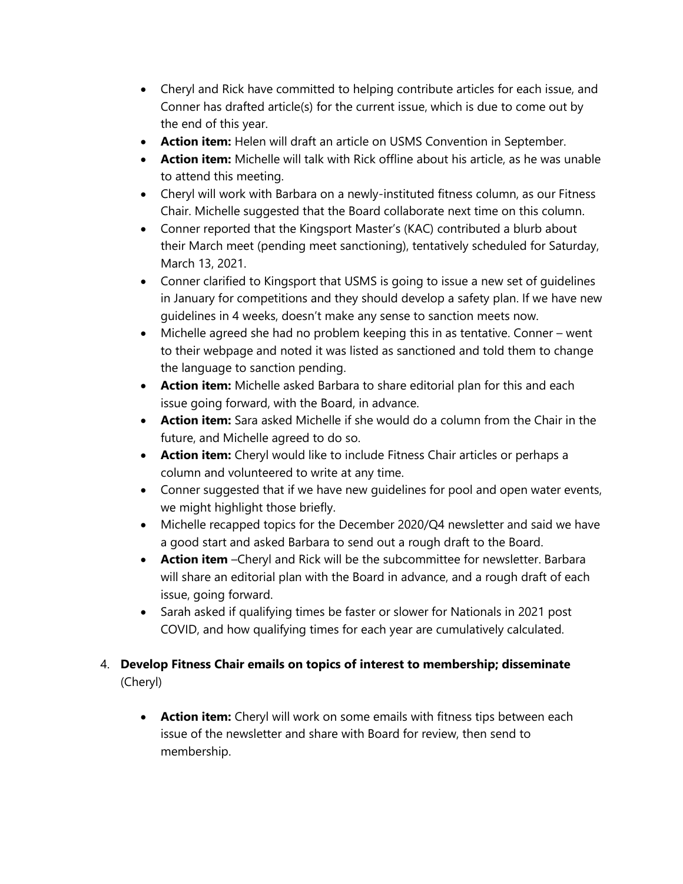- Cheryl and Rick have committed to helping contribute articles for each issue, and Conner has drafted article(s) for the current issue, which is due to come out by the end of this year.
- **Action item:** Helen will draft an article on USMS Convention in September.
- **Action item:** Michelle will talk with Rick offline about his article, as he was unable to attend this meeting.
- Cheryl will work with Barbara on a newly-instituted fitness column, as our Fitness Chair. Michelle suggested that the Board collaborate next time on this column.
- Conner reported that the Kingsport Master's (KAC) contributed a blurb about their March meet (pending meet sanctioning), tentatively scheduled for Saturday, March 13, 2021.
- Conner clarified to Kingsport that USMS is going to issue a new set of guidelines in January for competitions and they should develop a safety plan. If we have new guidelines in 4 weeks, doesn't make any sense to sanction meets now.
- Michelle agreed she had no problem keeping this in as tentative. Conner – went to their webpage and noted it was listed as sanctioned and told them to change the language to sanction pending.
- **Action item:** Michelle asked Barbara to share editorial plan for this and each issue going forward, with the Board, in advance.
- **Action item:** Sara asked Michelle if she would do a column from the Chair in the future, and Michelle agreed to do so.
- **Action item:** Cheryl would like to include Fitness Chair articles or perhaps a column and volunteered to write at any time.
- Conner suggested that if we have new guidelines for pool and open water events, we might highlight those briefly.
- Michelle recapped topics for the December 2020/Q4 newsletter and said we have a good start and asked Barbara to send out a rough draft to the Board.
- **Action item** –Cheryl and Rick will be the subcommittee for newsletter. Barbara will share an editorial plan with the Board in advance, and a rough draft of each issue, going forward.
- Sarah asked if qualifying times be faster or slower for Nationals in 2021 post COVID, and how qualifying times for each year are cumulatively calculated.

4. **Develop Fitness Chair emails on topics of interest to membership; disseminate** (Cheryl)

   - **Action item:** Cheryl will work on some emails with fitness tips between each issue of the newsletter and share with Board for review, then send to membership.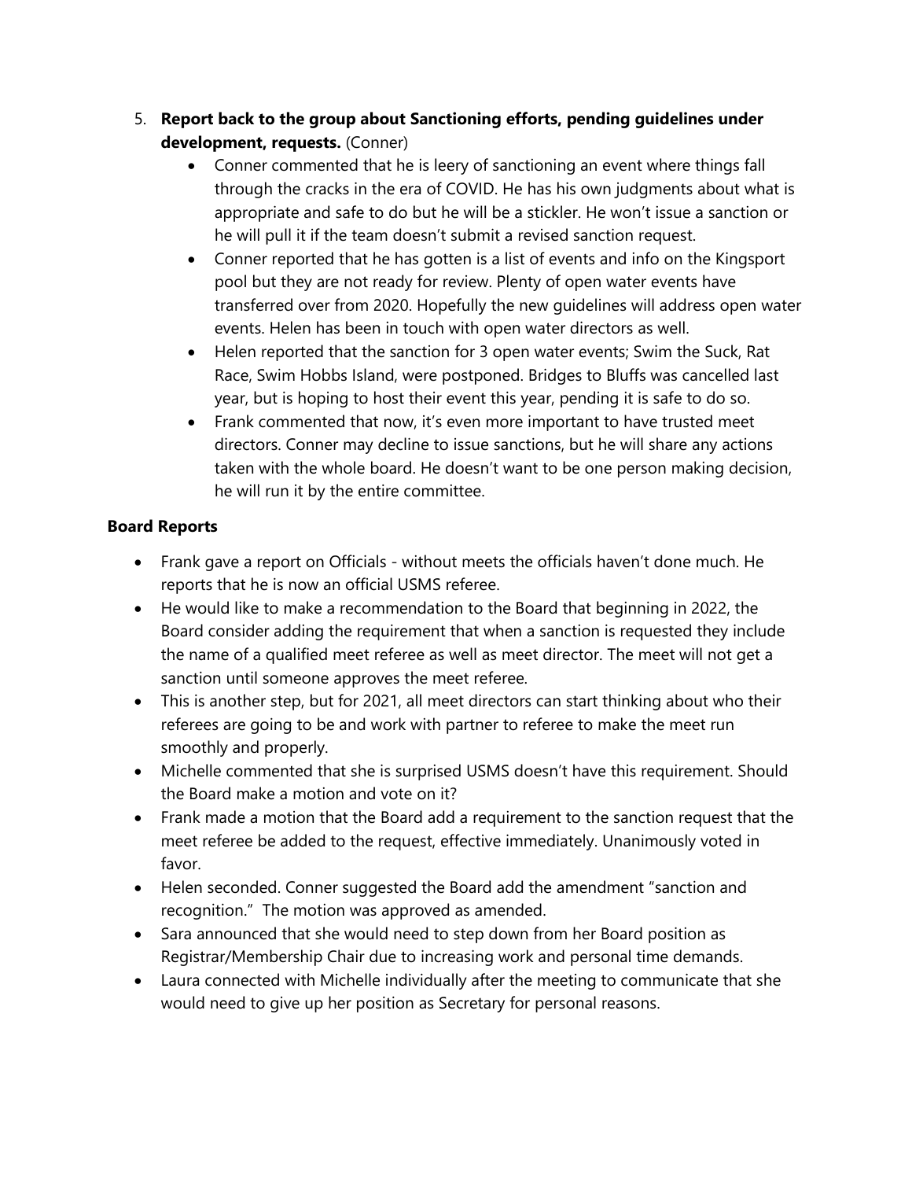5. **Report back to the group about Sanctioning efforts, pending guidelines under development, requests.** (Conner)
   - Conner commented that he is leery of sanctioning an event where things fall through the cracks in the era of COVID. He has his own judgments about what is appropriate and safe to do but he will be a stickler. He won't issue a sanction or he will pull it if the team doesn't submit a revised sanction request.
   - Conner reported that he has gotten is a list of events and info on the Kingsport pool but they are not ready for review. Plenty of open water events have transferred over from 2020. Hopefully the new guidelines will address open water events. Helen has been in touch with open water directors as well.
   - Helen reported that the sanction for 3 open water events; Swim the Suck, Rat Race, Swim Hobbs Island, were postponed. Bridges to Bluffs was cancelled last year, but is hoping to host their event this year, pending it is safe to do so.
   - Frank commented that now, it's even more important to have trusted meet directors. Conner may decline to issue sanctions, but he will share any actions taken with the whole board. He doesn't want to be one person making decision, he will run it by the entire committee.

**Board Reports**

- Frank gave a report on Officials - without meets the officials haven't done much. He reports that he is now an official USMS referee.
- He would like to make a recommendation to the Board that beginning in 2022, the Board consider adding the requirement that when a sanction is requested they include the name of a qualified meet referee as well as meet director. The meet will not get a sanction until someone approves the meet referee.
- This is another step, but for 2021, all meet directors can start thinking about who their referees are going to be and work with partner to referee to make the meet run smoothly and properly.
- Michelle commented that she is surprised USMS doesn't have this requirement. Should the Board make a motion and vote on it?
- Frank made a motion that the Board add a requirement to the sanction request that the meet referee be added to the request, effective immediately. Unanimously voted in favor.
- Helen seconded. Conner suggested the Board add the amendment "sanction and recognition." The motion was approved as amended.
- Sara announced that she would need to step down from her Board position as Registrar/Membership Chair due to increasing work and personal time demands.
- Laura connected with Michelle individually after the meeting to communicate that she would need to give up her position as Secretary for personal reasons.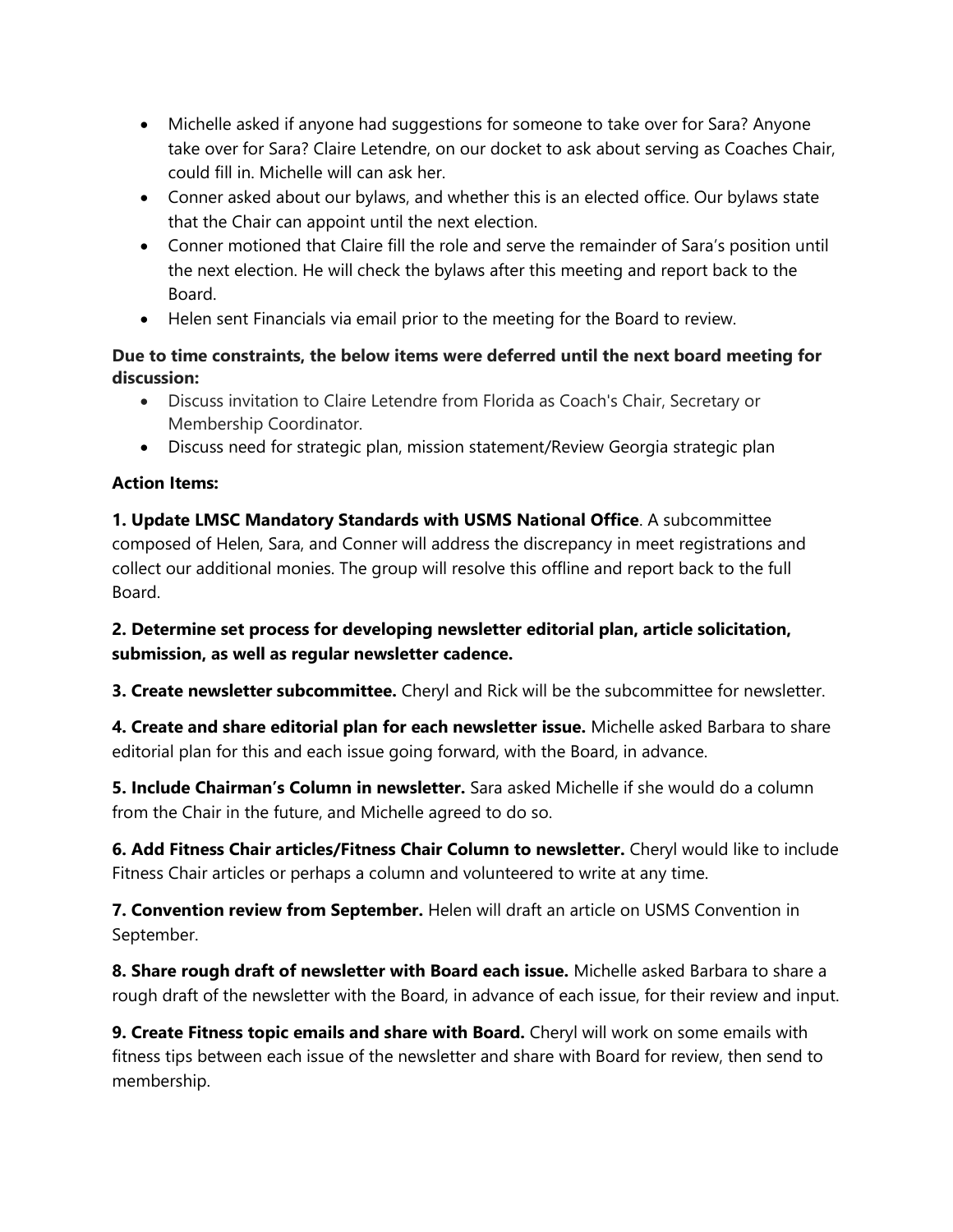- Michelle asked if anyone had suggestions for someone to take over for Sara? Anyone take over for Sara? Claire Letendre, on our docket to ask about serving as Coaches Chair, could fill in. Michelle will can ask her.
- Conner asked about our bylaws, and whether this is an elected office. Our bylaws state that the Chair can appoint until the next election.
- Conner motioned that Claire fill the role and serve the remainder of Sara's position until the next election. He will check the bylaws after this meeting and report back to the Board.
- Helen sent Financials via email prior to the meeting for the Board to review.

**Due to time constraints, the below items were deferred until the next board meeting for discussion:**

- Discuss invitation to Claire Letendre from Florida as Coach's Chair, Secretary or Membership Coordinator.
- Discuss need for strategic plan, mission statement/Review Georgia strategic plan

**Action Items:**

**1. Update LMSC Mandatory Standards with USMS National Office**. A subcommittee composed of Helen, Sara, and Conner will address the discrepancy in meet registrations and collect our additional monies. The group will resolve this offline and report back to the full Board.

**2. Determine set process for developing newsletter editorial plan, article solicitation, submission, as well as regular newsletter cadence.**

**3. Create newsletter subcommittee.** Cheryl and Rick will be the subcommittee for newsletter.

**4. Create and share editorial plan for each newsletter issue.** Michelle asked Barbara to share editorial plan for this and each issue going forward, with the Board, in advance.

**5. Include Chairman's Column in newsletter.** Sara asked Michelle if she would do a column from the Chair in the future, and Michelle agreed to do so.

**6. Add Fitness Chair articles/Fitness Chair Column to newsletter.** Cheryl would like to include Fitness Chair articles or perhaps a column and volunteered to write at any time.

**7. Convention review from September.** Helen will draft an article on USMS Convention in September.

**8. Share rough draft of newsletter with Board each issue.** Michelle asked Barbara to share a rough draft of the newsletter with the Board, in advance of each issue, for their review and input.

**9. Create Fitness topic emails and share with Board.** Cheryl will work on some emails with fitness tips between each issue of the newsletter and share with Board for review, then send to membership.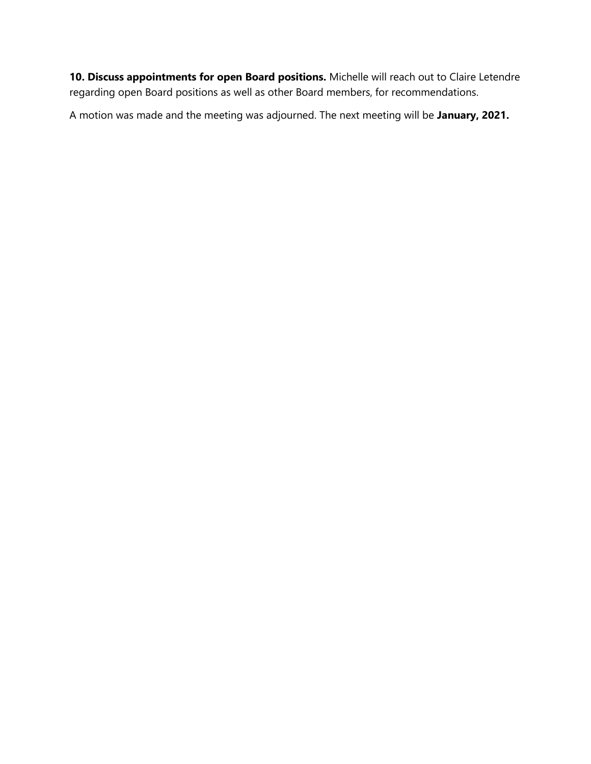**10. Discuss appointments for open Board positions.** Michelle will reach out to Claire Letendre regarding open Board positions as well as other Board members, for recommendations.

A motion was made and the meeting was adjourned. The next meeting will be **January, 2021.**